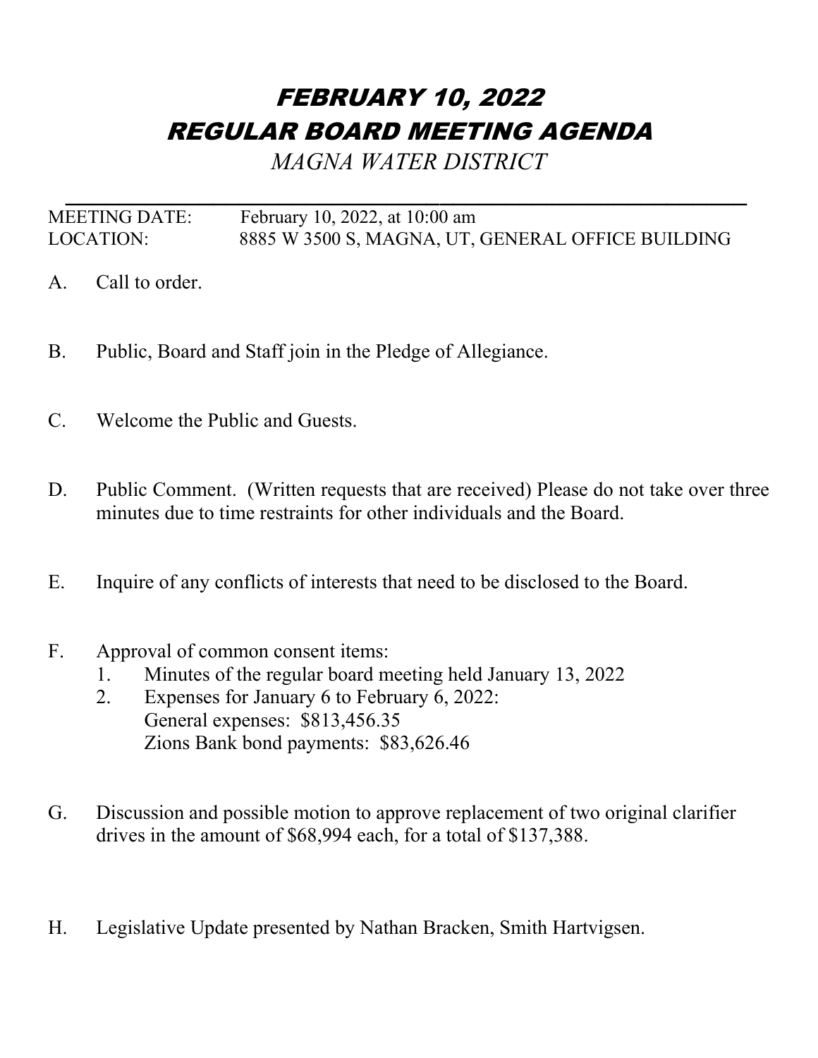# *FEBRUARY 10, 2022*
# *REGULAR BOARD MEETING AGENDA*

*MAGNA WATER DISTRICT*

---

MEETING DATE: February 10, 2022, at 10:00 am
LOCATION: 8885 W 3500 S, MAGNA, UT, GENERAL OFFICE BUILDING

A. Call to order.

B. Public, Board and Staff join in the Pledge of Allegiance.

C. Welcome the Public and Guests.

D. Public Comment. (Written requests that are received) Please do not take over three minutes due to time restraints for other individuals and the Board.

E. Inquire of any conflicts of interests that need to be disclosed to the Board.

F. Approval of common consent items:
   1. Minutes of the regular board meeting held January 13, 2022
   2. Expenses for January 6 to February 6, 2022:
      General expenses: $813,456.35
      Zions Bank bond payments: $83,626.46

G. Discussion and possible motion to approve replacement of two original clarifier drives in the amount of $68,994 each, for a total of $137,388.

H. Legislative Update presented by Nathan Bracken, Smith Hartvigsen.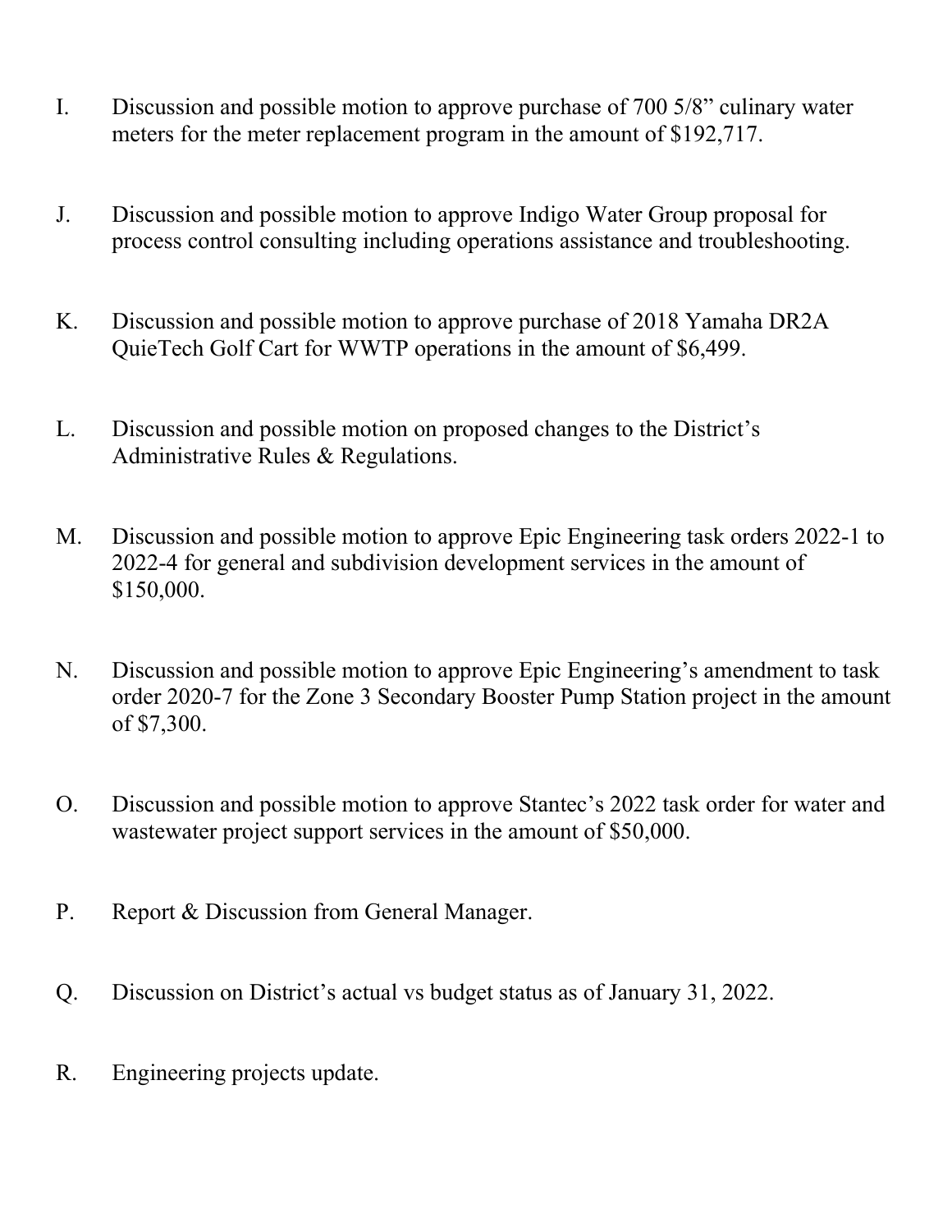I. Discussion and possible motion to approve purchase of 700 5/8" culinary water meters for the meter replacement program in the amount of $192,717.

J. Discussion and possible motion to approve Indigo Water Group proposal for process control consulting including operations assistance and troubleshooting.

K. Discussion and possible motion to approve purchase of 2018 Yamaha DR2A QuieTech Golf Cart for WWTP operations in the amount of $6,499.

L. Discussion and possible motion on proposed changes to the District's Administrative Rules & Regulations.

M. Discussion and possible motion to approve Epic Engineering task orders 2022-1 to 2022-4 for general and subdivision development services in the amount of $150,000.

N. Discussion and possible motion to approve Epic Engineering's amendment to task order 2020-7 for the Zone 3 Secondary Booster Pump Station project in the amount of $7,300.

O. Discussion and possible motion to approve Stantec's 2022 task order for water and wastewater project support services in the amount of $50,000.

P. Report & Discussion from General Manager.

Q. Discussion on District's actual vs budget status as of January 31, 2022.

R. Engineering projects update.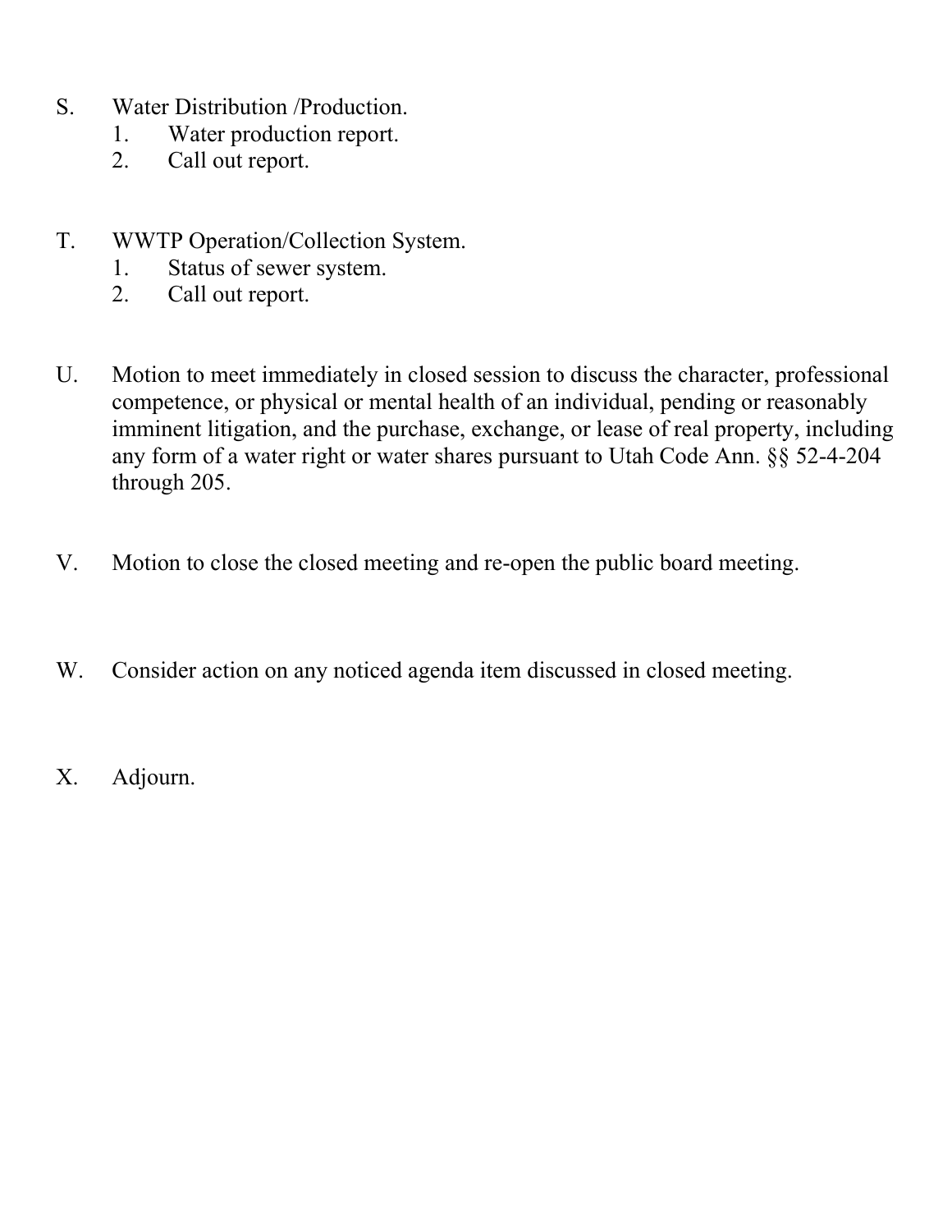S. Water Distribution /Production.
   1. Water production report.
   2. Call out report.

T. WWTP Operation/Collection System.
   1. Status of sewer system.
   2. Call out report.

U. Motion to meet immediately in closed session to discuss the character, professional competence, or physical or mental health of an individual, pending or reasonably imminent litigation, and the purchase, exchange, or lease of real property, including any form of a water right or water shares pursuant to Utah Code Ann. §§ 52-4-204 through 205.

V. Motion to close the closed meeting and re-open the public board meeting.

W. Consider action on any noticed agenda item discussed in closed meeting.

X. Adjourn.